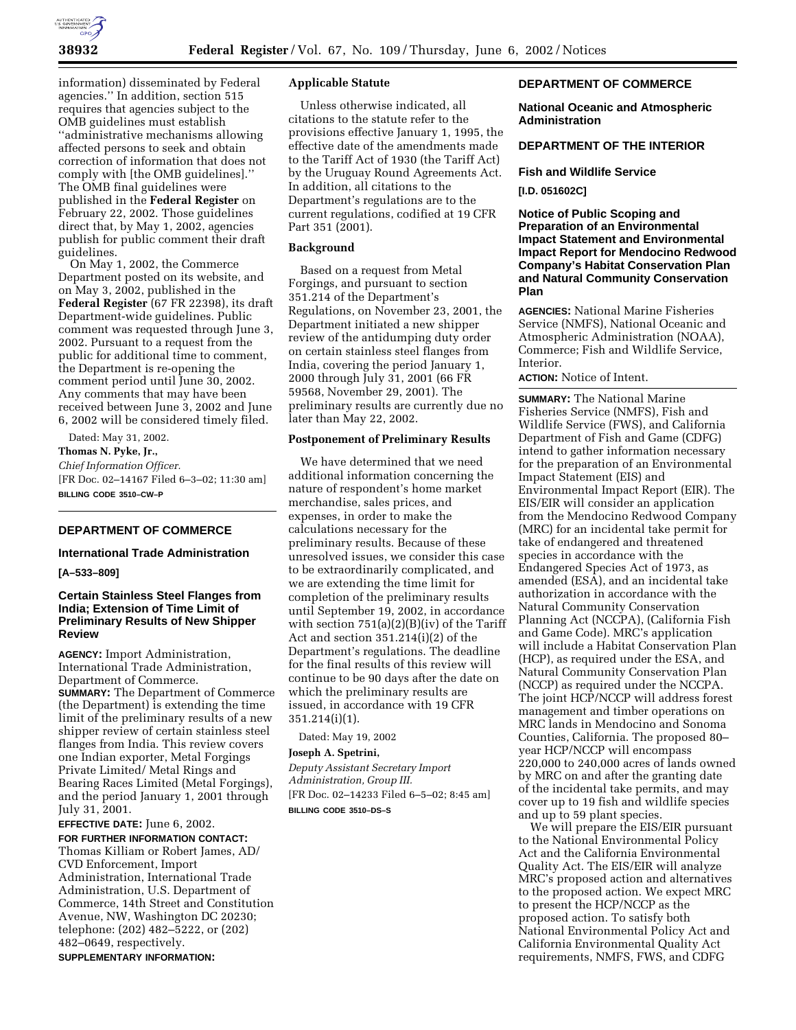information) disseminated by Federal agencies.'' In addition, section 515 requires that agencies subject to the OMB guidelines must establish ''administrative mechanisms allowing affected persons to seek and obtain correction of information that does not comply with [the OMB guidelines].'' The OMB final guidelines were published in the **Federal Register** on February 22, 2002. Those guidelines direct that, by May 1, 2002, agencies publish for public comment their draft guidelines.

On May 1, 2002, the Commerce Department posted on its website, and on May 3, 2002, published in the **Federal Register** (67 FR 22398), its draft Department-wide guidelines. Public comment was requested through June 3, 2002. Pursuant to a request from the public for additional time to comment, the Department is re-opening the comment period until June 30, 2002. Any comments that may have been received between June 3, 2002 and June 6, 2002 will be considered timely filed.

Dated: May 31, 2002.

**Thomas N. Pyke, Jr.,**

*Chief Information Officer.*

[FR Doc. 02–14167 Filed 6–3–02; 11:30 am]

**BILLING CODE 3510–CW–P**

---

## DEPARTMENT OF COMMERCE

### International Trade Administration

**[A–533–809]**

### Certain Stainless Steel Flanges from India; Extension of Time Limit of Preliminary Results of New Shipper Review

**AGENCY:** Import Administration, International Trade Administration, Department of Commerce.

**SUMMARY:** The Department of Commerce (the Department) is extending the time limit of the preliminary results of a new shipper review of certain stainless steel flanges from India. This review covers one Indian exporter, Metal Forgings Private Limited/ Metal Rings and Bearing Races Limited (Metal Forgings), and the period January 1, 2001 through July 31, 2001.

**EFFECTIVE DATE:** June 6, 2002.

**FOR FURTHER INFORMATION CONTACT:** Thomas Killiam or Robert James, AD/CVD Enforcement, Import Administration, International Trade Administration, U.S. Department of Commerce, 14th Street and Constitution Avenue, NW, Washington DC 20230; telephone: (202) 482–5222, or (202) 482–0649, respectively.

**SUPPLEMENTARY INFORMATION:**

#### Applicable Statute

Unless otherwise indicated, all citations to the statute refer to the provisions effective January 1, 1995, the effective date of the amendments made to the Tariff Act of 1930 (the Tariff Act) by the Uruguay Round Agreements Act. In addition, all citations to the Department's regulations are to the current regulations, codified at 19 CFR Part 351 (2001).

#### Background

Based on a request from Metal Forgings, and pursuant to section 351.214 of the Department's Regulations, on November 23, 2001, the Department initiated a new shipper review of the antidumping duty order on certain stainless steel flanges from India, covering the period January 1, 2000 through July 31, 2001 (66 FR 59568, November 29, 2001). The preliminary results are currently due no later than May 22, 2002.

#### Postponement of Preliminary Results

We have determined that we need additional information concerning the nature of respondent's home market merchandise, sales prices, and expenses, in order to make the calculations necessary for the preliminary results. Because of these unresolved issues, we consider this case to be extraordinarily complicated, and we are extending the time limit for completion of the preliminary results until September 19, 2002, in accordance with section 751(a)(2)(B)(iv) of the Tariff Act and section 351.214(i)(2) of the Department's regulations. The deadline for the final results of this review will continue to be 90 days after the date on which the preliminary results are issued, in accordance with 19 CFR 351.214(i)(1).

Dated: May 19, 2002

**Joseph A. Spetrini,**

*Deputy Assistant Secretary Import Administration, Group III.*

[FR Doc. 02–14233 Filed 6–5–02; 8:45 am]

**BILLING CODE 3510–DS–S**

---

## DEPARTMENT OF COMMERCE

### National Oceanic and Atmospheric Administration

## DEPARTMENT OF THE INTERIOR

### Fish and Wildlife Service

**[I.D. 051602C]**

### Notice of Public Scoping and Preparation of an Environmental Impact Statement and Environmental Impact Report for Mendocino Redwood Company's Habitat Conservation Plan and Natural Community Conservation Plan

**AGENCIES:** National Marine Fisheries Service (NMFS), National Oceanic and Atmospheric Administration (NOAA), Commerce; Fish and Wildlife Service, Interior.

**ACTION:** Notice of Intent.

**SUMMARY:** The National Marine Fisheries Service (NMFS), Fish and Wildlife Service (FWS), and California Department of Fish and Game (CDFG) intend to gather information necessary for the preparation of an Environmental Impact Statement (EIS) and Environmental Impact Report (EIR). The EIS/EIR will consider an application from the Mendocino Redwood Company (MRC) for an incidental take permit for take of endangered and threatened species in accordance with the Endangered Species Act of 1973, as amended (ESA), and an incidental take authorization in accordance with the Natural Community Conservation Planning Act (NCCPA), (California Fish and Game Code). MRC's application will include a Habitat Conservation Plan (HCP), as required under the ESA, and Natural Community Conservation Plan (NCCP) as required under the NCCPA. The joint HCP/NCCP will address forest management and timber operations on MRC lands in Mendocino and Sonoma Counties, California. The proposed 80–year HCP/NCCP will encompass 220,000 to 240,000 acres of lands owned by MRC on and after the granting date of the incidental take permits, and may cover up to 19 fish and wildlife species and up to 59 plant species.

We will prepare the EIS/EIR pursuant to the National Environmental Policy Act and the California Environmental Quality Act. The EIS/EIR will analyze MRC's proposed action and alternatives to the proposed action. We expect MRC to present the HCP/NCCP as the proposed action. To satisfy both National Environmental Policy Act and California Environmental Quality Act requirements, NMFS, FWS, and CDFG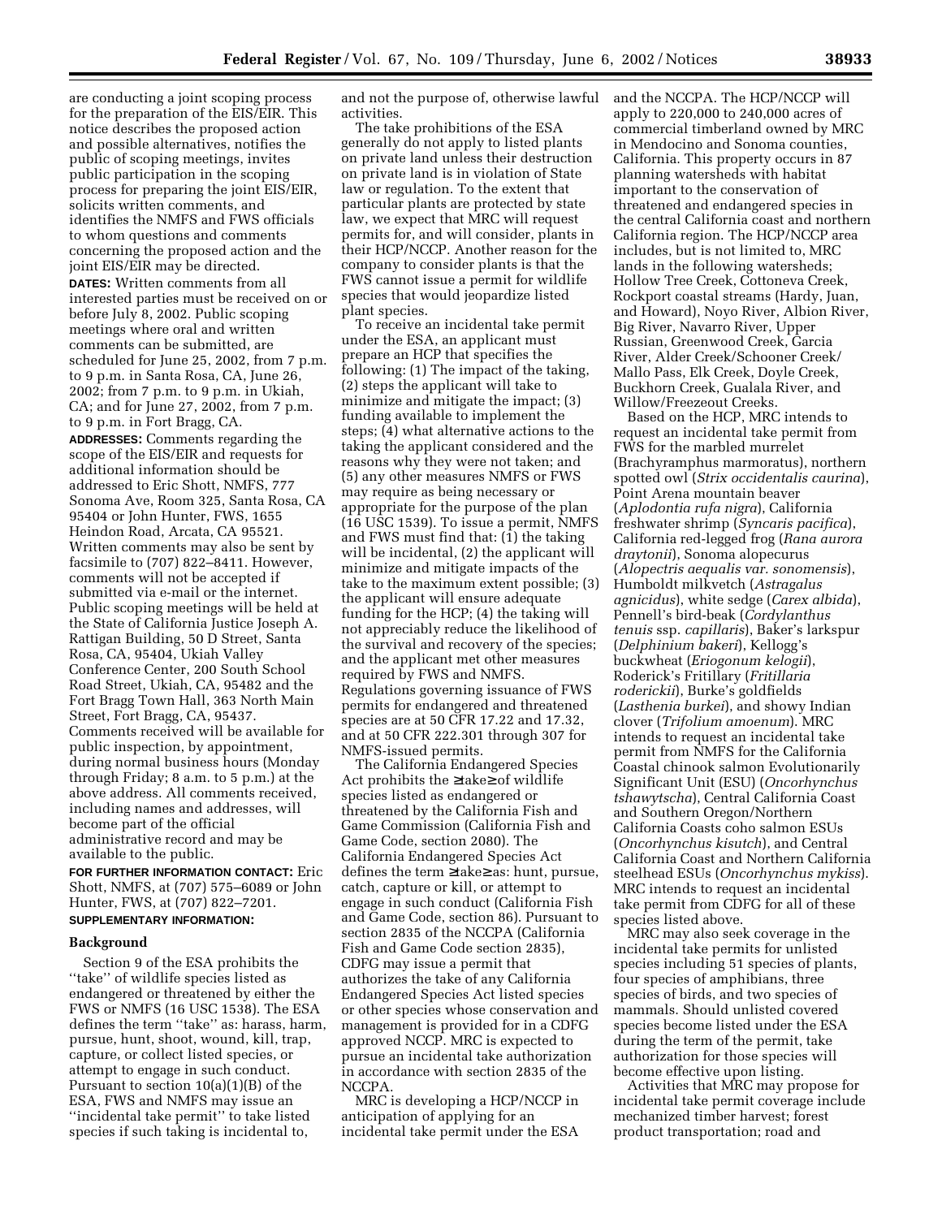are conducting a joint scoping process for the preparation of the EIS/EIR. This notice describes the proposed action and possible alternatives, notifies the public of scoping meetings, invites public participation in the scoping process for preparing the joint EIS/EIR, solicits written comments, and identifies the NMFS and FWS officials to whom questions and comments concerning the proposed action and the joint EIS/EIR may be directed.

**DATES:** Written comments from all interested parties must be received on or before July 8, 2002. Public scoping meetings where oral and written comments can be submitted, are scheduled for June 25, 2002, from 7 p.m. to 9 p.m. in Santa Rosa, CA, June 26, 2002; from 7 p.m. to 9 p.m. in Ukiah, CA; and for June 27, 2002, from 7 p.m. to 9 p.m. in Fort Bragg, CA.

**ADDRESSES:** Comments regarding the scope of the EIS/EIR and requests for additional information should be addressed to Eric Shott, NMFS, 777 Sonoma Ave, Room 325, Santa Rosa, CA 95404 or John Hunter, FWS, 1655 Heindon Road, Arcata, CA 95521. Written comments may also be sent by facsimile to (707) 822–8411. However, comments will not be accepted if submitted via e-mail or the internet. Public scoping meetings will be held at the State of California Justice Joseph A. Rattigan Building, 50 D Street, Santa Rosa, CA, 95404, Ukiah Valley Conference Center, 200 South School Road Street, Ukiah, CA, 95482 and the Fort Bragg Town Hall, 363 North Main Street, Fort Bragg, CA, 95437. Comments received will be available for public inspection, by appointment, during normal business hours (Monday through Friday; 8 a.m. to 5 p.m.) at the above address. All comments received, including names and addresses, will become part of the official administrative record and may be available to the public.

**FOR FURTHER INFORMATION CONTACT:** Eric Shott, NMFS, at (707) 575–6089 or John Hunter, FWS, at (707) 822–7201.

**SUPPLEMENTARY INFORMATION:**

## Background

Section 9 of the ESA prohibits the ''take'' of wildlife species listed as endangered or threatened by either the FWS or NMFS (16 USC 1538). The ESA defines the term ''take'' as: harass, harm, pursue, hunt, shoot, wound, kill, trap, capture, or collect listed species, or attempt to engage in such conduct. Pursuant to section 10(a)(1)(B) of the ESA, FWS and NMFS may issue an ''incidental take permit'' to take listed species if such taking is incidental to, and not the purpose of, otherwise lawful activities.

The take prohibitions of the ESA generally do not apply to listed plants on private land unless their destruction on private land is in violation of State law or regulation. To the extent that particular plants are protected by state law, we expect that MRC will request permits for, and will consider, plants in their HCP/NCCP. Another reason for the company to consider plants is that the FWS cannot issue a permit for wildlife species that would jeopardize listed plant species.

To receive an incidental take permit under the ESA, an applicant must prepare an HCP that specifies the following: (1) The impact of the taking, (2) steps the applicant will take to minimize and mitigate the impact; (3) funding available to implement the steps; (4) what alternative actions to the taking the applicant considered and the reasons why they were not taken; and (5) any other measures NMFS or FWS may require as being necessary or appropriate for the purpose of the plan (16 USC 1539). To issue a permit, NMFS and FWS must find that: (1) the taking will be incidental, (2) the applicant will minimize and mitigate impacts of the take to the maximum extent possible; (3) the applicant will ensure adequate funding for the HCP; (4) the taking will not appreciably reduce the likelihood of the survival and recovery of the species; and the applicant met other measures required by FWS and NMFS. Regulations governing issuance of FWS permits for endangered and threatened species are at 50 CFR 17.22 and 17.32, and at 50 CFR 222.301 through 307 for NMFS-issued permits.

The California Endangered Species Act prohibits the ≥take≥of wildlife species listed as endangered or threatened by the California Fish and Game Commission (California Fish and Game Code, section 2080). The California Endangered Species Act defines the term ≥take≥as: hunt, pursue, catch, capture or kill, or attempt to engage in such conduct (California Fish and Game Code, section 86). Pursuant to section 2835 of the NCCPA (California Fish and Game Code section 2835), CDFG may issue a permit that authorizes the take of any California Endangered Species Act listed species or other species whose conservation and management is provided for in a CDFG approved NCCP. MRC is expected to pursue an incidental take authorization in accordance with section 2835 of the NCCPA.

MRC is developing a HCP/NCCP in anticipation of applying for an incidental take permit under the ESA and the NCCPA. The HCP/NCCP will apply to 220,000 to 240,000 acres of commercial timberland owned by MRC in Mendocino and Sonoma counties, California. This property occurs in 87 planning watersheds with habitat important to the conservation of threatened and endangered species in the central California coast and northern California region. The HCP/NCCP area includes, but is not limited to, MRC lands in the following watersheds; Hollow Tree Creek, Cottoneva Creek, Rockport coastal streams (Hardy, Juan, and Howard), Noyo River, Albion River, Big River, Navarro River, Upper Russian, Greenwood Creek, Garcia River, Alder Creek/Schooner Creek/Mallo Pass, Elk Creek, Doyle Creek, Buckhorn Creek, Gualala River, and Willow/Freezeout Creeks.

Based on the HCP, MRC intends to request an incidental take permit from FWS for the marbled murrelet (Brachyramphus marmoratus), northern spotted owl (*Strix occidentalis caurina*), Point Arena mountain beaver (*Aplodontia rufa nigra*), California freshwater shrimp (*Syncaris pacifica*), California red-legged frog (*Rana aurora draytonii*), Sonoma alopecurus (*Alopectris aequalis var. sonomensis*), Humboldt milkvetch (*Astragalus agnicidus*), white sedge (*Carex albida*), Pennell's bird-beak (*Cordylanthus tenuis* ssp. *capillaris*), Baker's larkspur (*Delphinium bakeri*), Kellogg's buckwheat (*Eriogonum kelogii*), Roderick's Fritillary (*Fritillaria roderickii*), Burke's goldfields (*Lasthenia burkei*), and showy Indian clover (*Trifolium amoenum*). MRC intends to request an incidental take permit from NMFS for the California Coastal chinook salmon Evolutionarily Significant Unit (ESU) (*Oncorhynchus tshawytscha*), Central California Coast and Southern Oregon/Northern California Coasts coho salmon ESUs (*Oncorhynchus kisutch*), and Central California Coast and Northern California steelhead ESUs (*Oncorhynchus mykiss*). MRC intends to request an incidental take permit from CDFG for all of these species listed above.

MRC may also seek coverage in the incidental take permits for unlisted species including 51 species of plants, four species of amphibians, three species of birds, and two species of mammals. Should unlisted covered species become listed under the ESA during the term of the permit, take authorization for those species will become effective upon listing.

Activities that MRC may propose for incidental take permit coverage include mechanized timber harvest; forest product transportation; road and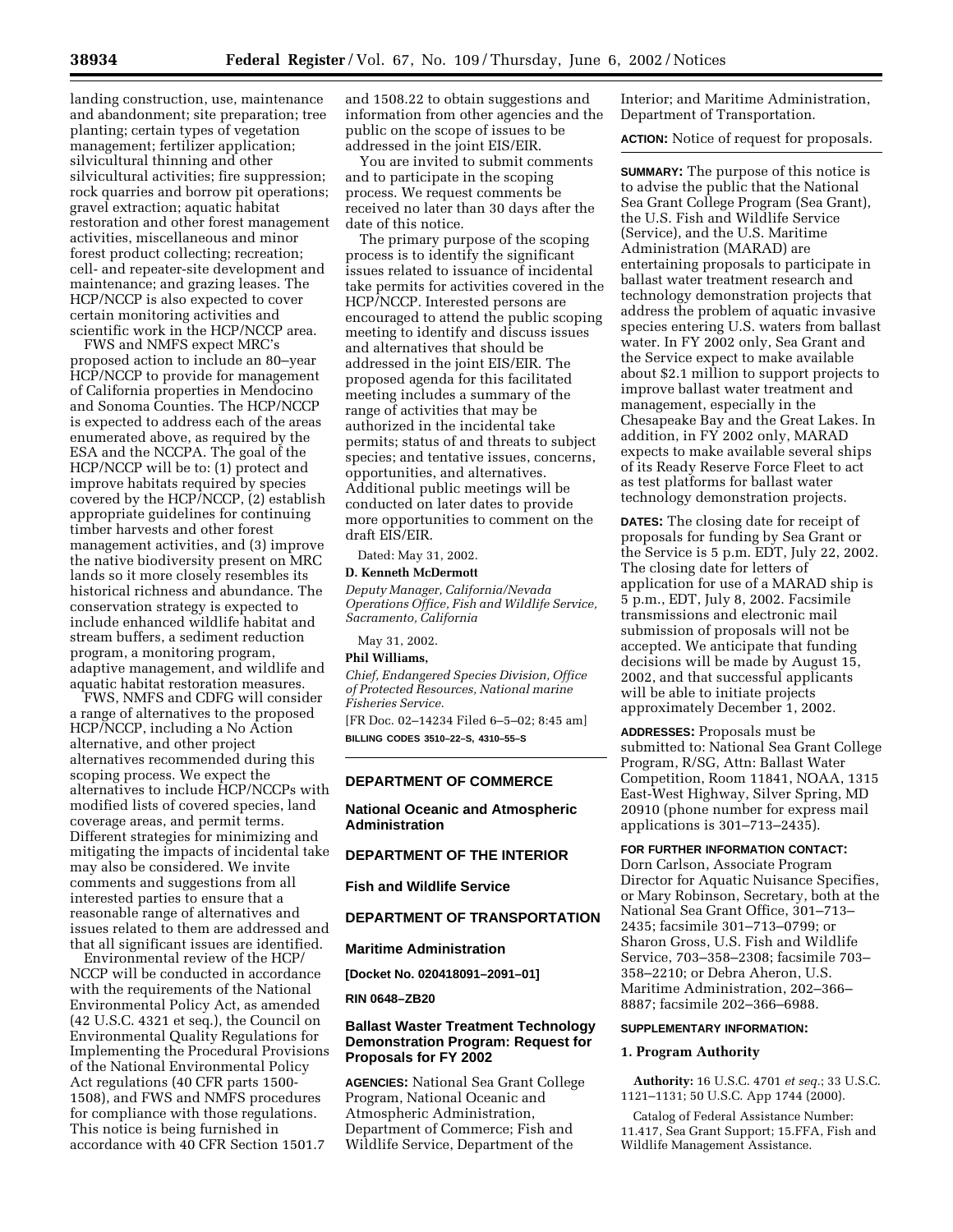landing construction, use, maintenance and abandonment; site preparation; tree planting; certain types of vegetation management; fertilizer application; silvicultural thinning and other silvicultural activities; fire suppression; rock quarries and borrow pit operations; gravel extraction; aquatic habitat restoration and other forest management activities, miscellaneous and minor forest product collecting; recreation; cell- and repeater-site development and maintenance; and grazing leases. The HCP/NCCP is also expected to cover certain monitoring activities and scientific work in the HCP/NCCP area.

FWS and NMFS expect MRC's proposed action to include an 80–year HCP/NCCP to provide for management of California properties in Mendocino and Sonoma Counties. The HCP/NCCP is expected to address each of the areas enumerated above, as required by the ESA and the NCCPA. The goal of the HCP/NCCP will be to: (1) protect and improve habitats required by species covered by the HCP/NCCP, (2) establish appropriate guidelines for continuing timber harvests and other forest management activities, and (3) improve the native biodiversity present on MRC lands so it more closely resembles its historical richness and abundance. The conservation strategy is expected to include enhanced wildlife habitat and stream buffers, a sediment reduction program, a monitoring program, adaptive management, and wildlife and aquatic habitat restoration measures.

FWS, NMFS and CDFG will consider a range of alternatives to the proposed HCP/NCCP, including a No Action alternative, and other project alternatives recommended during this scoping process. We expect the alternatives to include HCP/NCCPs with modified lists of covered species, land coverage areas, and permit terms. Different strategies for minimizing and mitigating the impacts of incidental take may also be considered. We invite comments and suggestions from all interested parties to ensure that a reasonable range of alternatives and issues related to them are addressed and that all significant issues are identified.

Environmental review of the HCP/NCCP will be conducted in accordance with the requirements of the National Environmental Policy Act, as amended (42 U.S.C. 4321 et seq.), the Council on Environmental Quality Regulations for Implementing the Procedural Provisions of the National Environmental Policy Act regulations (40 CFR parts 1500-1508), and FWS and NMFS procedures for compliance with those regulations. This notice is being furnished in accordance with 40 CFR Section 1501.7 and 1508.22 to obtain suggestions and information from other agencies and the public on the scope of issues to be addressed in the joint EIS/EIR.

You are invited to submit comments and to participate in the scoping process. We request comments be received no later than 30 days after the date of this notice.

The primary purpose of the scoping process is to identify the significant issues related to issuance of incidental take permits for activities covered in the HCP/NCCP. Interested persons are encouraged to attend the public scoping meeting to identify and discuss issues and alternatives that should be addressed in the joint EIS/EIR. The proposed agenda for this facilitated meeting includes a summary of the range of activities that may be authorized in the incidental take permits; status of and threats to subject species; and tentative issues, concerns, opportunities, and alternatives. Additional public meetings will be conducted on later dates to provide more opportunities to comment on the draft EIS/EIR.

Dated: May 31, 2002.

**D. Kenneth McDermott**

*Deputy Manager, California/Nevada Operations Office, Fish and Wildlife Service, Sacramento, California*

May 31, 2002.

**Phil Williams,**

*Chief, Endangered Species Division, Office of Protected Resources, National marine Fisheries Service.*

[FR Doc. 02–14234 Filed 6–5–02; 8:45 am]

**BILLING CODES 3510–22–S, 4310–55–S**

## DEPARTMENT OF COMMERCE

### National Oceanic and Atmospheric Administration

## DEPARTMENT OF THE INTERIOR

### Fish and Wildlife Service

## DEPARTMENT OF TRANSPORTATION

### Maritime Administration

**[Docket No. 020418091–2091–01]**

**RIN 0648–ZB20**

### Ballast Waster Treatment Technology Demonstration Program: Request for Proposals for FY 2002

**AGENCIES:** National Sea Grant College Program, National Oceanic and Atmospheric Administration, Department of Commerce; Fish and Wildlife Service, Department of the Interior; and Maritime Administration, Department of Transportation.

**ACTION:** Notice of request for proposals.

**SUMMARY:** The purpose of this notice is to advise the public that the National Sea Grant College Program (Sea Grant), the U.S. Fish and Wildlife Service (Service), and the U.S. Maritime Administration (MARAD) are entertaining proposals to participate in ballast water treatment research and technology demonstration projects that address the problem of aquatic invasive species entering U.S. waters from ballast water. In FY 2002 only, Sea Grant and the Service expect to make available about $2.1 million to support projects to improve ballast water treatment and management, especially in the Chesapeake Bay and the Great Lakes. In addition, in FY 2002 only, MARAD expects to make available several ships of its Ready Reserve Force Fleet to act as test platforms for ballast water technology demonstration projects.

**DATES:** The closing date for receipt of proposals for funding by Sea Grant or the Service is 5 p.m. EDT, July 22, 2002. The closing date for letters of application for use of a MARAD ship is 5 p.m., EDT, July 8, 2002. Facsimile transmissions and electronic mail submission of proposals will not be accepted. We anticipate that funding decisions will be made by August 15, 2002, and that successful applicants will be able to initiate projects approximately December 1, 2002.

**ADDRESSES:** Proposals must be submitted to: National Sea Grant College Program, R/SG, Attn: Ballast Water Competition, Room 11841, NOAA, 1315 East-West Highway, Silver Spring, MD 20910 (phone number for express mail applications is 301–713–2435).

**FOR FURTHER INFORMATION CONTACT:** Dorn Carlson, Associate Program Director for Aquatic Nuisance Specifies, or Mary Robinson, Secretary, both at the National Sea Grant Office, 301–713–2435; facsimile 301–713–0799; or Sharon Gross, U.S. Fish and Wildlife Service, 703–358–2308; facsimile 703–358–2210; or Debra Aheron, U.S. Maritime Administration, 202–366–8887; facsimile 202–366–6988.

**SUPPLEMENTARY INFORMATION:**

### 1. Program Authority

**Authority:** 16 U.S.C. 4701 *et seq.*; 33 U.S.C. 1121–1131; 50 U.S.C. App 1744 (2000).

Catalog of Federal Assistance Number: 11.417, Sea Grant Support; 15.FFA, Fish and Wildlife Management Assistance.